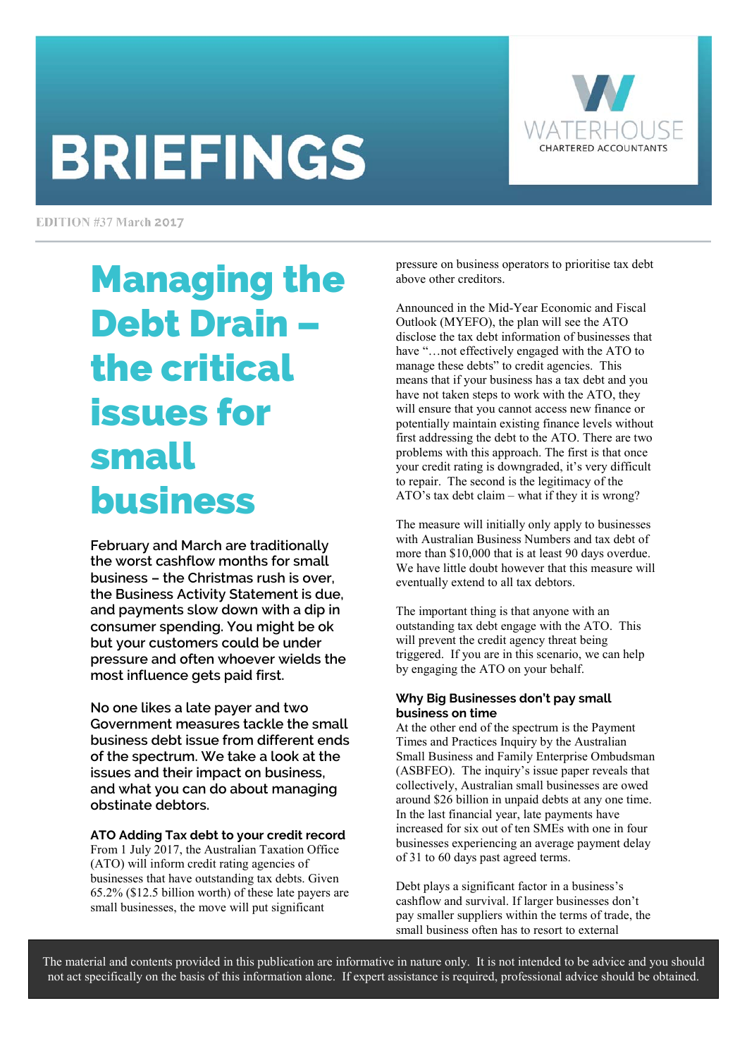# BRIEFINGS

WATERHOUSE
CHARTERED ACCOUNTANTS

EDITION #37 March 2017

## Managing the Debt Drain – the critical issues for small business

**February and March are traditionally the worst cashflow months for small business – the Christmas rush is over, the Business Activity Statement is due, and payments slow down with a dip in consumer spending. You might be ok but your customers could be under pressure and often whoever wields the most influence gets paid first.**

**No one likes a late payer and two Government measures tackle the small business debt issue from different ends of the spectrum. We take a look at the issues and their impact on business, and what you can do about managing obstinate debtors.**

### ATO Adding Tax debt to your credit record

From 1 July 2017, the Australian Taxation Office (ATO) will inform credit rating agencies of businesses that have outstanding tax debts. Given 65.2% ($12.5 billion worth) of these late payers are small businesses, the move will put significant pressure on business operators to prioritise tax debt above other creditors.

Announced in the Mid-Year Economic and Fiscal Outlook (MYEFO), the plan will see the ATO disclose the tax debt information of businesses that have "…not effectively engaged with the ATO to manage these debts" to credit agencies. This means that if your business has a tax debt and you have not taken steps to work with the ATO, they will ensure that you cannot access new finance or potentially maintain existing finance levels without first addressing the debt to the ATO. There are two problems with this approach. The first is that once your credit rating is downgraded, it's very difficult to repair. The second is the legitimacy of the ATO's tax debt claim – what if they it is wrong?

The measure will initially only apply to businesses with Australian Business Numbers and tax debt of more than $10,000 that is at least 90 days overdue. We have little doubt however that this measure will eventually extend to all tax debtors.

The important thing is that anyone with an outstanding tax debt engage with the ATO. This will prevent the credit agency threat being triggered. If you are in this scenario, we can help by engaging the ATO on your behalf.

### Why Big Businesses don't pay small business on time

At the other end of the spectrum is the Payment Times and Practices Inquiry by the Australian Small Business and Family Enterprise Ombudsman (ASBFEO). The inquiry's issue paper reveals that collectively, Australian small businesses are owed around $26 billion in unpaid debts at any one time. In the last financial year, late payments have increased for six out of ten SMEs with one in four businesses experiencing an average payment delay of 31 to 60 days past agreed terms.

Debt plays a significant factor in a business's cashflow and survival. If larger businesses don't pay smaller suppliers within the terms of trade, the small business often has to resort to external

The material and contents provided in this publication are informative in nature only. It is not intended to be advice and you should not act specifically on the basis of this information alone. If expert assistance is required, professional advice should be obtained.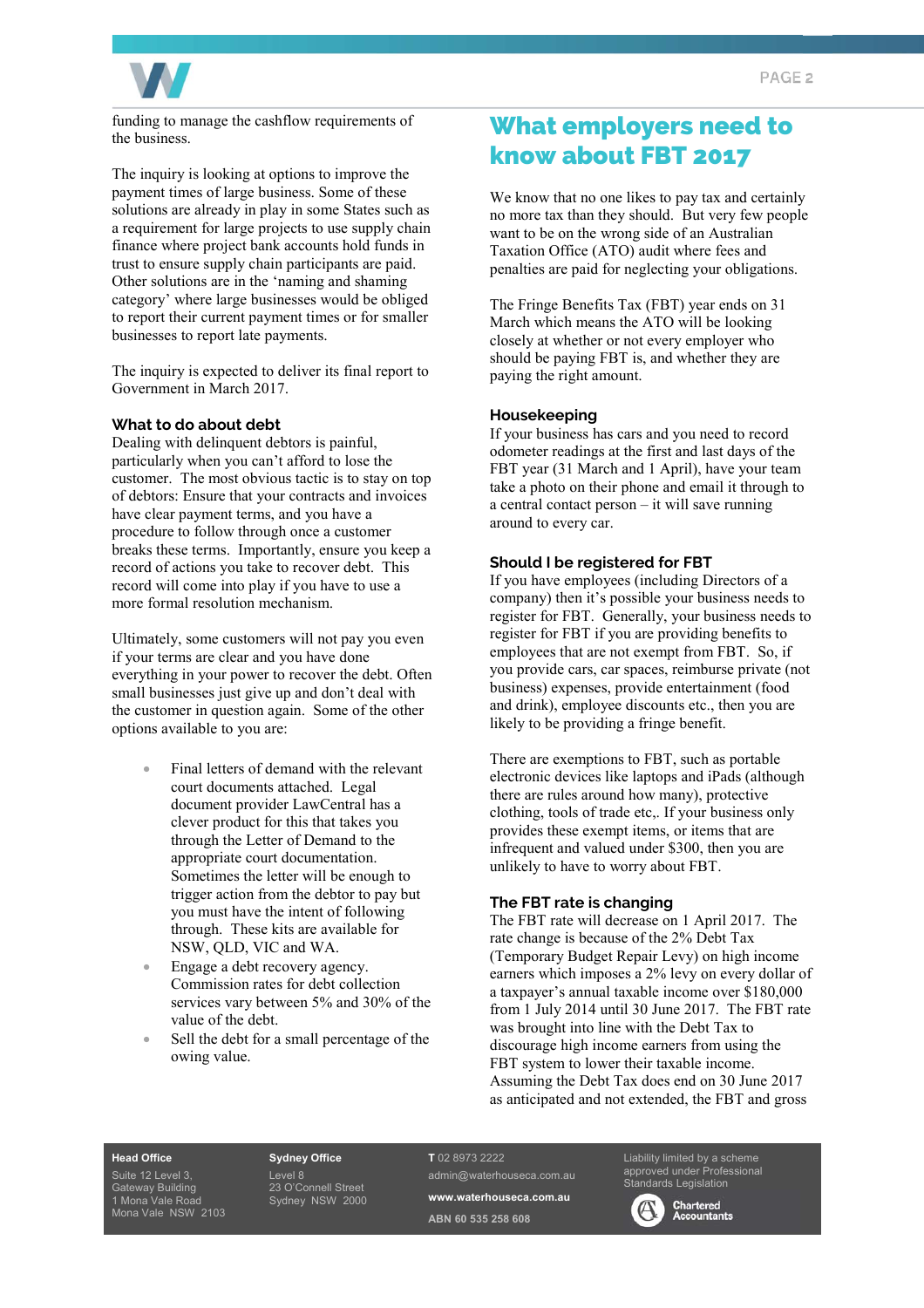funding to manage the cashflow requirements of the business.

The inquiry is looking at options to improve the payment times of large business. Some of these solutions are already in play in some States such as a requirement for large projects to use supply chain finance where project bank accounts hold funds in trust to ensure supply chain participants are paid. Other solutions are in the 'naming and shaming category' where large businesses would be obliged to report their current payment times or for smaller businesses to report late payments.

The inquiry is expected to deliver its final report to Government in March 2017.

### What to do about debt

Dealing with delinquent debtors is painful, particularly when you can't afford to lose the customer. The most obvious tactic is to stay on top of debtors: Ensure that your contracts and invoices have clear payment terms, and you have a procedure to follow through once a customer breaks these terms. Importantly, ensure you keep a record of actions you take to recover debt. This record will come into play if you have to use a more formal resolution mechanism.

Ultimately, some customers will not pay you even if your terms are clear and you have done everything in your power to recover the debt. Often small businesses just give up and don't deal with the customer in question again. Some of the other options available to you are:

- Final letters of demand with the relevant court documents attached. Legal document provider LawCentral has a clever product for this that takes you through the Letter of Demand to the appropriate court documentation. Sometimes the letter will be enough to trigger action from the debtor to pay but you must have the intent of following through. These kits are available for NSW, QLD, VIC and WA.
- Engage a debt recovery agency. Commission rates for debt collection services vary between 5% and 30% of the value of the debt.
- Sell the debt for a small percentage of the owing value.

## What employers need to know about FBT 2017

We know that no one likes to pay tax and certainly no more tax than they should. But very few people want to be on the wrong side of an Australian Taxation Office (ATO) audit where fees and penalties are paid for neglecting your obligations.

The Fringe Benefits Tax (FBT) year ends on 31 March which means the ATO will be looking closely at whether or not every employer who should be paying FBT is, and whether they are paying the right amount.

### Housekeeping

If your business has cars and you need to record odometer readings at the first and last days of the FBT year (31 March and 1 April), have your team take a photo on their phone and email it through to a central contact person – it will save running around to every car.

### Should I be registered for FBT

If you have employees (including Directors of a company) then it's possible your business needs to register for FBT. Generally, your business needs to register for FBT if you are providing benefits to employees that are not exempt from FBT. So, if you provide cars, car spaces, reimburse private (not business) expenses, provide entertainment (food and drink), employee discounts etc., then you are likely to be providing a fringe benefit.

There are exemptions to FBT, such as portable electronic devices like laptops and iPads (although there are rules around how many), protective clothing, tools of trade etc,. If your business only provides these exempt items, or items that are infrequent and valued under $300, then you are unlikely to have to worry about FBT.

### The FBT rate is changing

The FBT rate will decrease on 1 April 2017. The rate change is because of the 2% Debt Tax (Temporary Budget Repair Levy) on high income earners which imposes a 2% levy on every dollar of a taxpayer's annual taxable income over $180,000 from 1 July 2014 until 30 June 2017. The FBT rate was brought into line with the Debt Tax to discourage high income earners from using the FBT system to lower their taxable income. Assuming the Debt Tax does end on 30 June 2017 as anticipated and not extended, the FBT and gross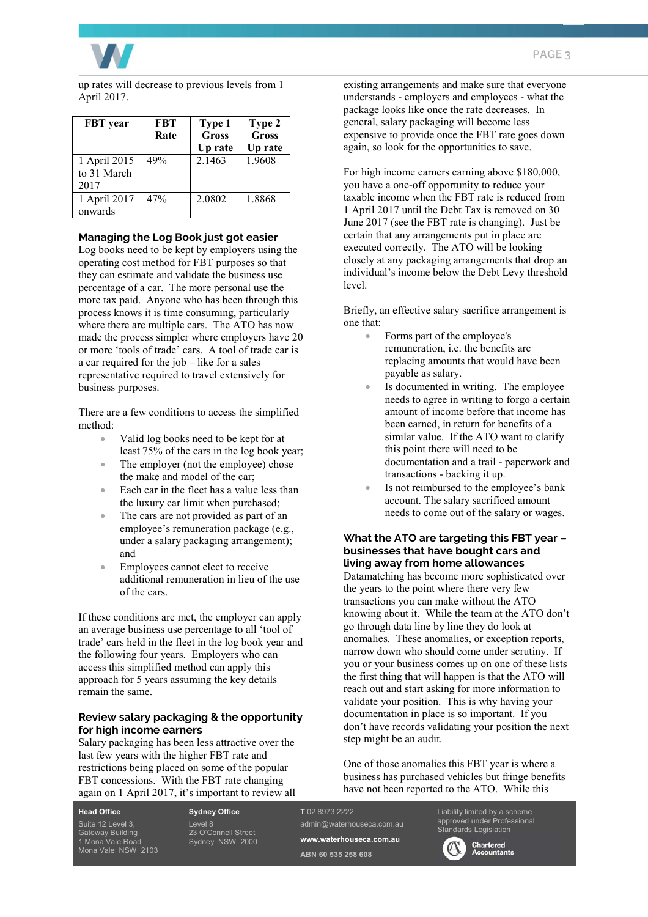up rates will decrease to previous levels from 1 April 2017.

| FBT year | FBT Rate | Type 1 Gross Up rate | Type 2 Gross Up rate |
|---|---|---|---|
| 1 April 2015 to 31 March 2017 | 49% | 2.1463 | 1.9608 |
| 1 April 2017 onwards | 47% | 2.0802 | 1.8868 |

### Managing the Log Book just got easier

Log books need to be kept by employers using the operating cost method for FBT purposes so that they can estimate and validate the business use percentage of a car. The more personal use the more tax paid. Anyone who has been through this process knows it is time consuming, particularly where there are multiple cars. The ATO has now made the process simpler where employers have 20 or more 'tools of trade' cars. A tool of trade car is a car required for the job – like for a sales representative required to travel extensively for business purposes.

There are a few conditions to access the simplified method:

- Valid log books need to be kept for at least 75% of the cars in the log book year;
- The employer (not the employee) chose the make and model of the car;
- Each car in the fleet has a value less than the luxury car limit when purchased;
- The cars are not provided as part of an employee's remuneration package (e.g., under a salary packaging arrangement); and
- Employees cannot elect to receive additional remuneration in lieu of the use of the cars.

If these conditions are met, the employer can apply an average business use percentage to all 'tool of trade' cars held in the fleet in the log book year and the following four years. Employers who can access this simplified method can apply this approach for 5 years assuming the key details remain the same.

### Review salary packaging & the opportunity for high income earners

Salary packaging has been less attractive over the last few years with the higher FBT rate and restrictions being placed on some of the popular FBT concessions. With the FBT rate changing again on 1 April 2017, it's important to review all existing arrangements and make sure that everyone understands - employers and employees - what the package looks like once the rate decreases. In general, salary packaging will become less expensive to provide once the FBT rate goes down again, so look for the opportunities to save.

For high income earners earning above $180,000, you have a one-off opportunity to reduce your taxable income when the FBT rate is reduced from 1 April 2017 until the Debt Tax is removed on 30 June 2017 (see the FBT rate is changing). Just be certain that any arrangements put in place are executed correctly. The ATO will be looking closely at any packaging arrangements that drop an individual's income below the Debt Levy threshold level.

Briefly, an effective salary sacrifice arrangement is one that:

- Forms part of the employee's remuneration, i.e. the benefits are replacing amounts that would have been payable as salary.
- Is documented in writing. The employee needs to agree in writing to forgo a certain amount of income before that income has been earned, in return for benefits of a similar value. If the ATO want to clarify this point there will need to be documentation and a trail - paperwork and transactions - backing it up.
- Is not reimbursed to the employee's bank account. The salary sacrificed amount needs to come out of the salary or wages.

### What the ATO are targeting this FBT year – businesses that have bought cars and living away from home allowances

Datamatching has become more sophisticated over the years to the point where there very few transactions you can make without the ATO knowing about it. While the team at the ATO don't go through data line by line they do look at anomalies. These anomalies, or exception reports, narrow down who should come under scrutiny. If you or your business comes up on one of these lists the first thing that will happen is that the ATO will reach out and start asking for more information to validate your position. This is why having your documentation in place is so important. If you don't have records validating your position the next step might be an audit.

One of those anomalies this FBT year is where a business has purchased vehicles but fringe benefits have not been reported to the ATO. While this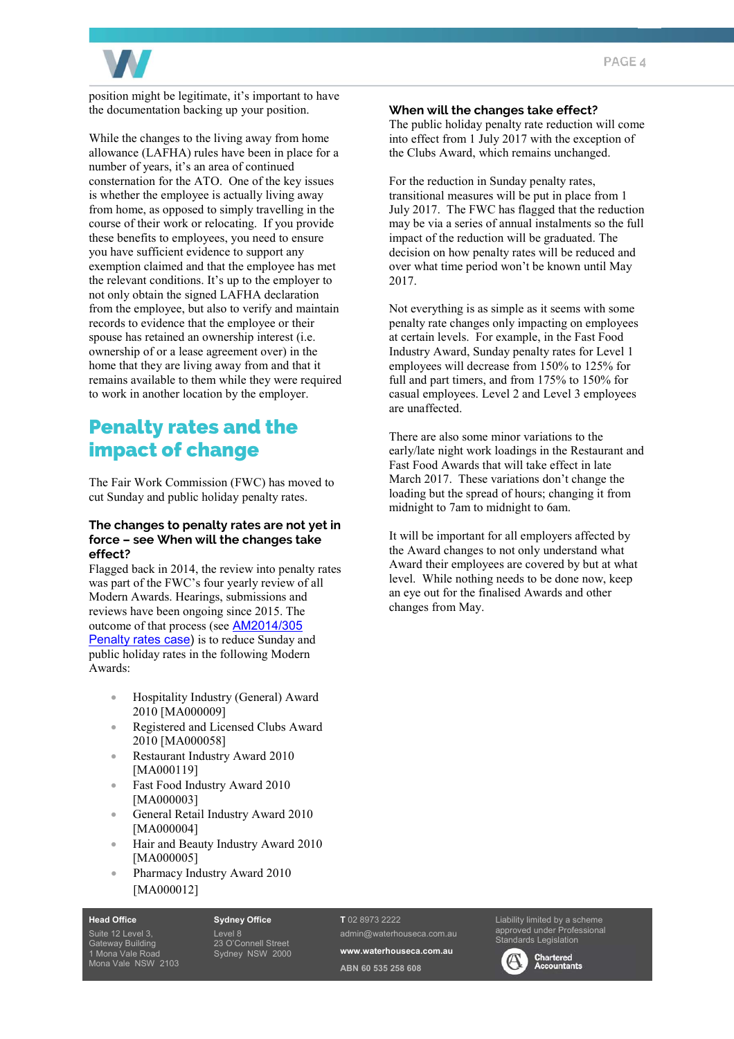position might be legitimate, it's important to have the documentation backing up your position.

While the changes to the living away from home allowance (LAFHA) rules have been in place for a number of years, it's an area of continued consternation for the ATO. One of the key issues is whether the employee is actually living away from home, as opposed to simply travelling in the course of their work or relocating. If you provide these benefits to employees, you need to ensure you have sufficient evidence to support any exemption claimed and that the employee has met the relevant conditions. It's up to the employer to not only obtain the signed LAFHA declaration from the employee, but also to verify and maintain records to evidence that the employee or their spouse has retained an ownership interest (i.e. ownership of or a lease agreement over) in the home that they are living away from and that it remains available to them while they were required to work in another location by the employer.

## Penalty rates and the impact of change

The Fair Work Commission (FWC) has moved to cut Sunday and public holiday penalty rates.

### The changes to penalty rates are not yet in force – see When will the changes take effect?

Flagged back in 2014, the review into penalty rates was part of the FWC's four yearly review of all Modern Awards. Hearings, submissions and reviews have been ongoing since 2015. The outcome of that process (see [AM2014/305 Penalty rates case]) is to reduce Sunday and public holiday rates in the following Modern Awards:

- Hospitality Industry (General) Award 2010 [MA000009]
- Registered and Licensed Clubs Award 2010 [MA000058]
- Restaurant Industry Award 2010 [MA000119]
- Fast Food Industry Award 2010 [MA000003]
- General Retail Industry Award 2010 [MA000004]
- Hair and Beauty Industry Award 2010 [MA000005]
- Pharmacy Industry Award 2010 [MA000012]

### When will the changes take effect?

The public holiday penalty rate reduction will come into effect from 1 July 2017 with the exception of the Clubs Award, which remains unchanged.

For the reduction in Sunday penalty rates, transitional measures will be put in place from 1 July 2017. The FWC has flagged that the reduction may be via a series of annual instalments so the full impact of the reduction will be graduated. The decision on how penalty rates will be reduced and over what time period won't be known until May 2017.

Not everything is as simple as it seems with some penalty rate changes only impacting on employees at certain levels. For example, in the Fast Food Industry Award, Sunday penalty rates for Level 1 employees will decrease from 150% to 125% for full and part timers, and from 175% to 150% for casual employees. Level 2 and Level 3 employees are unaffected.

There are also some minor variations to the early/late night work loadings in the Restaurant and Fast Food Awards that will take effect in late March 2017. These variations don't change the loading but the spread of hours; changing it from midnight to 7am to midnight to 6am.

It will be important for all employers affected by the Award changes to not only understand what Award their employees are covered by but at what level. While nothing needs to be done now, keep an eye out for the finalised Awards and other changes from May.